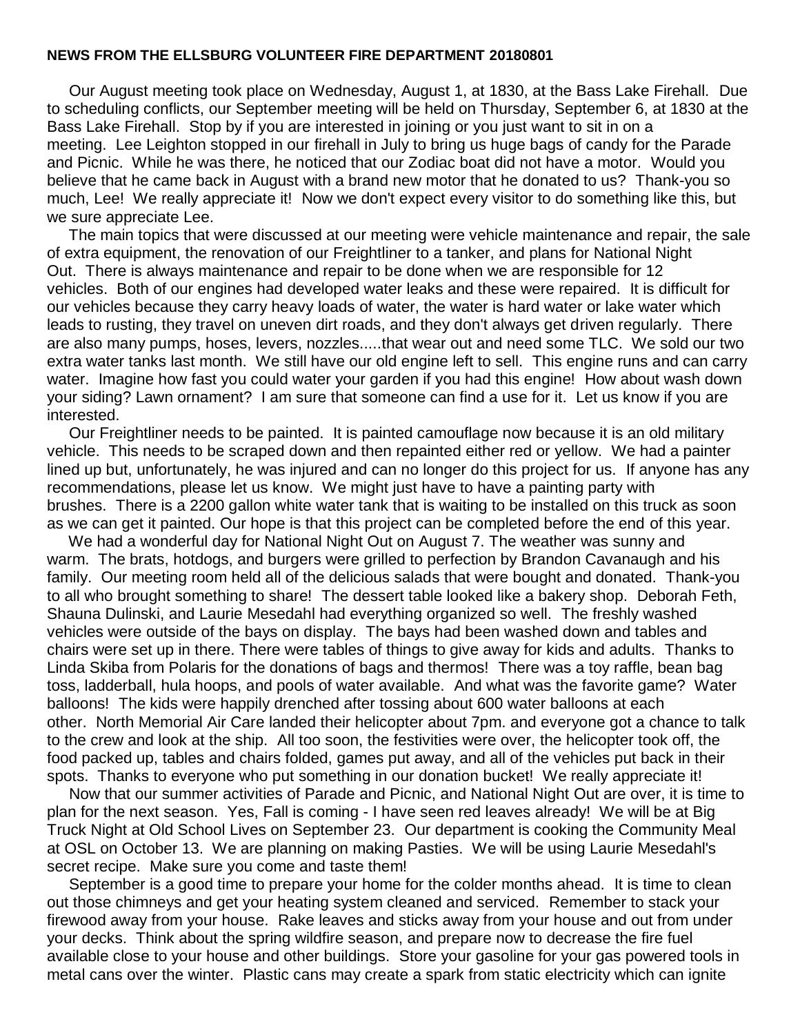**NEWS FROM THE ELLSBURG VOLUNTEER FIRE DEPARTMENT 20180801**

Our August meeting took place on Wednesday, August 1, at 1830, at the Bass Lake Firehall. Due to scheduling conflicts, our September meeting will be held on Thursday, September 6, at 1830 at the Bass Lake Firehall. Stop by if you are interested in joining or you just want to sit in on a meeting. Lee Leighton stopped in our firehall in July to bring us huge bags of candy for the Parade and Picnic. While he was there, he noticed that our Zodiac boat did not have a motor. Would you believe that he came back in August with a brand new motor that he donated to us? Thank-you so much, Lee! We really appreciate it! Now we don't expect every visitor to do something like this, but we sure appreciate Lee.

The main topics that were discussed at our meeting were vehicle maintenance and repair, the sale of extra equipment, the renovation of our Freightliner to a tanker, and plans for National Night Out. There is always maintenance and repair to be done when we are responsible for 12 vehicles. Both of our engines had developed water leaks and these were repaired. It is difficult for our vehicles because they carry heavy loads of water, the water is hard water or lake water which leads to rusting, they travel on uneven dirt roads, and they don't always get driven regularly. There are also many pumps, hoses, levers, nozzles.....that wear out and need some TLC. We sold our two extra water tanks last month. We still have our old engine left to sell. This engine runs and can carry water. Imagine how fast you could water your garden if you had this engine! How about wash down your siding? Lawn ornament? I am sure that someone can find a use for it. Let us know if you are interested.

Our Freightliner needs to be painted. It is painted camouflage now because it is an old military vehicle. This needs to be scraped down and then repainted either red or yellow. We had a painter lined up but, unfortunately, he was injured and can no longer do this project for us. If anyone has any recommendations, please let us know. We might just have to have a painting party with brushes. There is a 2200 gallon white water tank that is waiting to be installed on this truck as soon as we can get it painted. Our hope is that this project can be completed before the end of this year.

We had a wonderful day for National Night Out on August 7. The weather was sunny and warm. The brats, hotdogs, and burgers were grilled to perfection by Brandon Cavanaugh and his family. Our meeting room held all of the delicious salads that were bought and donated. Thank-you to all who brought something to share! The dessert table looked like a bakery shop. Deborah Feth, Shauna Dulinski, and Laurie Mesedahl had everything organized so well. The freshly washed vehicles were outside of the bays on display. The bays had been washed down and tables and chairs were set up in there. There were tables of things to give away for kids and adults. Thanks to Linda Skiba from Polaris for the donations of bags and thermos! There was a toy raffle, bean bag toss, ladderball, hula hoops, and pools of water available. And what was the favorite game? Water balloons! The kids were happily drenched after tossing about 600 water balloons at each other. North Memorial Air Care landed their helicopter about 7pm. and everyone got a chance to talk to the crew and look at the ship. All too soon, the festivities were over, the helicopter took off, the food packed up, tables and chairs folded, games put away, and all of the vehicles put back in their spots. Thanks to everyone who put something in our donation bucket! We really appreciate it!

Now that our summer activities of Parade and Picnic, and National Night Out are over, it is time to plan for the next season. Yes, Fall is coming - I have seen red leaves already! We will be at Big Truck Night at Old School Lives on September 23. Our department is cooking the Community Meal at OSL on October 13. We are planning on making Pasties. We will be using Laurie Mesedahl's secret recipe. Make sure you come and taste them!

September is a good time to prepare your home for the colder months ahead. It is time to clean out those chimneys and get your heating system cleaned and serviced. Remember to stack your firewood away from your house. Rake leaves and sticks away from your house and out from under your decks. Think about the spring wildfire season, and prepare now to decrease the fire fuel available close to your house and other buildings. Store your gasoline for your gas powered tools in metal cans over the winter. Plastic cans may create a spark from static electricity which can ignite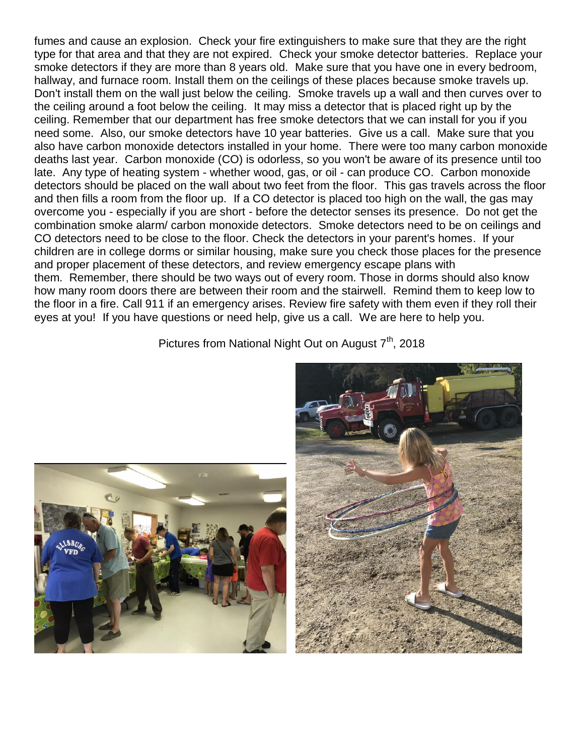fumes and cause an explosion. Check your fire extinguishers to make sure that they are the right type for that area and that they are not expired. Check your smoke detector batteries. Replace your smoke detectors if they are more than 8 years old. Make sure that you have one in every bedroom, hallway, and furnace room. Install them on the ceilings of these places because smoke travels up. Don't install them on the wall just below the ceiling. Smoke travels up a wall and then curves over to the ceiling around a foot below the ceiling. It may miss a detector that is placed right up by the ceiling. Remember that our department has free smoke detectors that we can install for you if you need some. Also, our smoke detectors have 10 year batteries. Give us a call. Make sure that you also have carbon monoxide detectors installed in your home. There were too many carbon monoxide deaths last year. Carbon monoxide (CO) is odorless, so you won't be aware of its presence until too late. Any type of heating system - whether wood, gas, or oil - can produce CO. Carbon monoxide detectors should be placed on the wall about two feet from the floor. This gas travels across the floor and then fills a room from the floor up. If a CO detector is placed too high on the wall, the gas may overcome you - especially if you are short - before the detector senses its presence. Do not get the combination smoke alarm/ carbon monoxide detectors. Smoke detectors need to be on ceilings and CO detectors need to be close to the floor. Check the detectors in your parent's homes. If your children are in college dorms or similar housing, make sure you check those places for the presence and proper placement of these detectors, and review emergency escape plans with them. Remember, there should be two ways out of every room. Those in dorms should also know how many room doors there are between their room and the stairwell. Remind them to keep low to the floor in a fire. Call 911 if an emergency arises. Review fire safety with them even if they roll their eyes at you! If you have questions or need help, give us a call. We are here to help you.

Pictures from National Night Out on August 7th, 2018